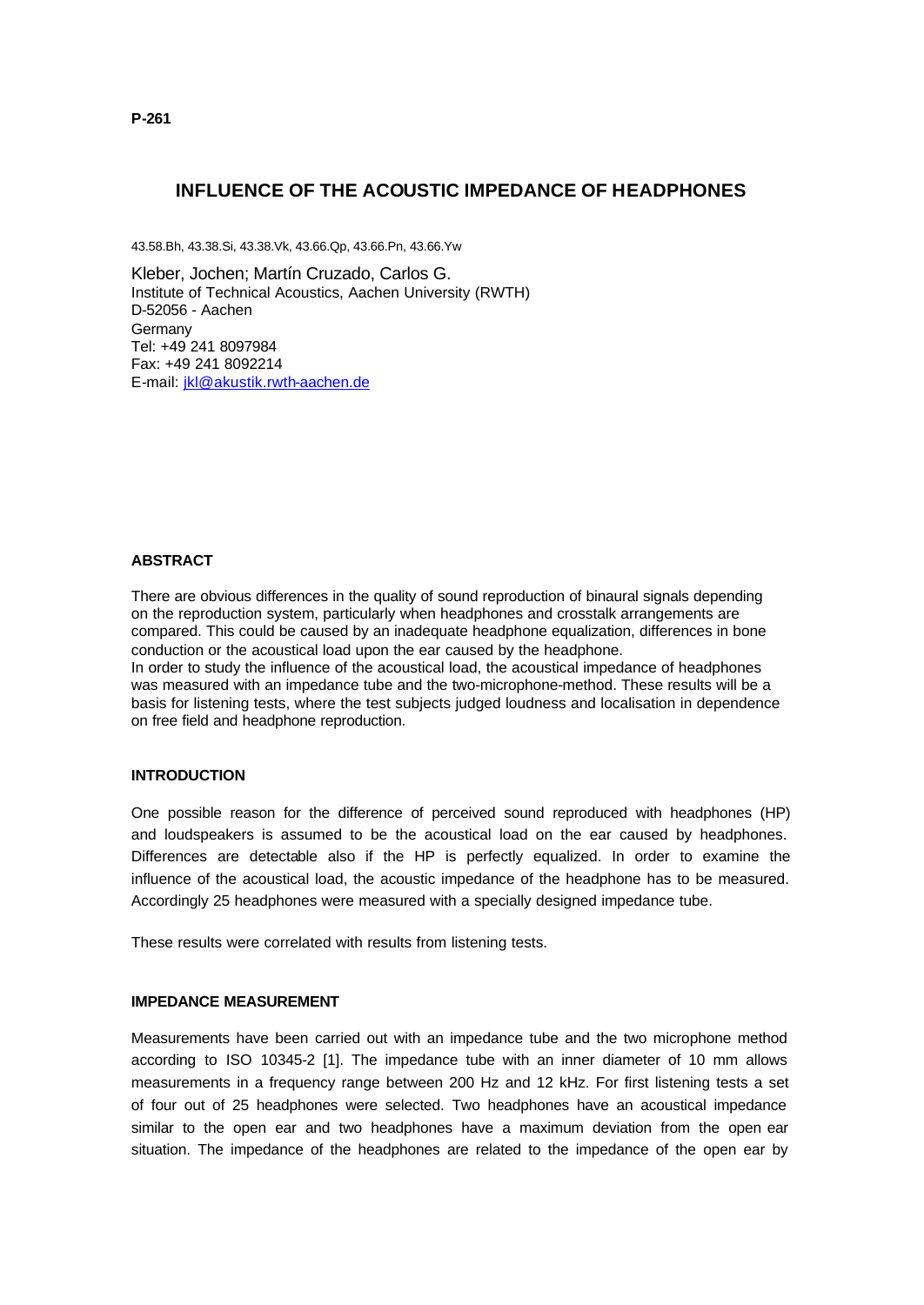P-261

# INFLUENCE OF THE ACOUSTIC IMPEDANCE OF HEADPHONES

43.58.Bh, 43.38.Si, 43.38.Vk, 43.66.Qp, 43.66.Pn, 43.66.Yw

Kleber, Jochen; Martín Cruzado, Carlos G.
Institute of Technical Acoustics, Aachen University (RWTH)
D-52056 - Aachen
Germany
Tel: +49 241 8097984
Fax: +49 241 8092214
E-mail: jkl@akustik.rwth-aachen.de

### ABSTRACT

There are obvious differences in the quality of sound reproduction of binaural signals depending on the reproduction system, particularly when headphones and crosstalk arrangements are compared. This could be caused by an inadequate headphone equalization, differences in bone conduction or the acoustical load upon the ear caused by the headphone.
In order to study the influence of the acoustical load, the acoustical impedance of headphones was measured with an impedance tube and the two-microphone-method. These results will be a basis for listening tests, where the test subjects judged loudness and localisation in dependence on free field and headphone reproduction.

### INTRODUCTION

One possible reason for the difference of perceived sound reproduced with headphones (HP) and loudspeakers is assumed to be the acoustical load on the ear caused by headphones. Differences are detectable also if the HP is perfectly equalized. In order to examine the influence of the acoustical load, the acoustic impedance of the headphone has to be measured. Accordingly 25 headphones were measured with a specially designed impedance tube.

These results were correlated with results from listening tests.

### IMPEDANCE MEASUREMENT

Measurements have been carried out with an impedance tube and the two microphone method according to ISO 10345-2 [1]. The impedance tube with an inner diameter of 10 mm allows measurements in a frequency range between 200 Hz and 12 kHz. For first listening tests a set of four out of 25 headphones were selected. Two headphones have an acoustical impedance similar to the open ear and two headphones have a maximum deviation from the open ear situation. The impedance of the headphones are related to the impedance of the open ear by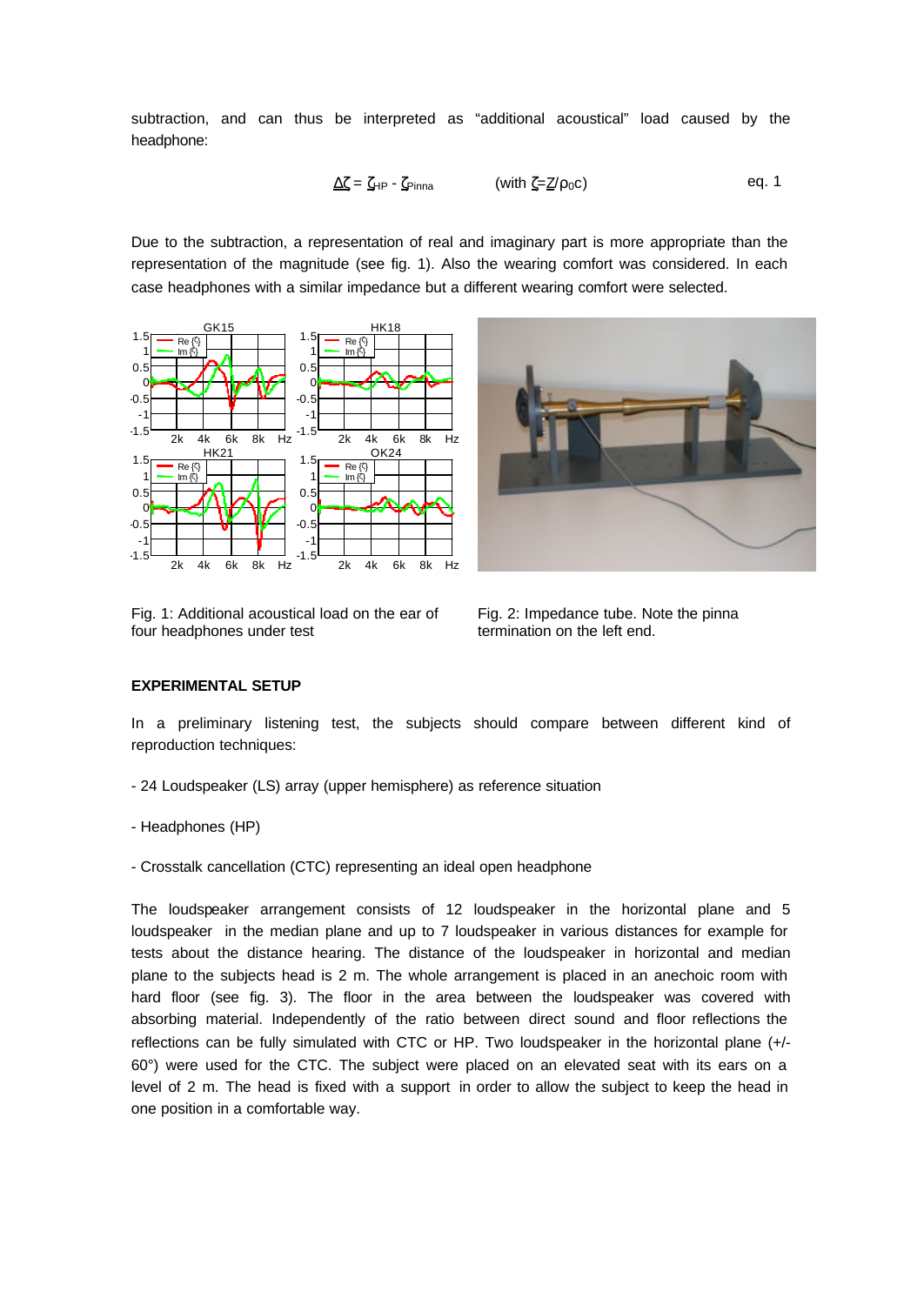subtraction, and can thus be interpreted as “additional acoustical” load caused by the headphone:

$$\Delta\underline{\zeta} = \underline{\zeta}_{HP} - \underline{\zeta}_{Pinna} \qquad \text{(with } \underline{\zeta}=\underline{Z}/\rho_0 c\text{)} \qquad \text{eq. 1}$$

Due to the subtraction, a representation of real and imaginary part is more appropriate than the representation of the magnitude (see fig. 1). Also the wearing comfort was considered. In each case headphones with a similar impedance but a different wearing comfort were selected.

Fig. 1: Additional acoustical load on the ear of four headphones under test

Fig. 2: Impedance tube. Note the pinna termination on the left end.

**EXPERIMENTAL SETUP**

In a preliminary listening test, the subjects should compare between different kind of reproduction techniques:

- 24 Loudspeaker (LS) array (upper hemisphere) as reference situation

- Headphones (HP)

- Crosstalk cancellation (CTC) representing an ideal open headphone

The loudspeaker arrangement consists of 12 loudspeaker in the horizontal plane and 5 loudspeaker in the median plane and up to 7 loudspeaker in various distances for example for tests about the distance hearing. The distance of the loudspeaker in horizontal and median plane to the subjects head is 2 m. The whole arrangement is placed in an anechoic room with hard floor (see fig. 3). The floor in the area between the loudspeaker was covered with absorbing material. Independently of the ratio between direct sound and floor reflections the reflections can be fully simulated with CTC or HP. Two loudspeaker in the horizontal plane (+/- 60°) were used for the CTC. The subject were placed on an elevated seat with its ears on a level of 2 m. The head is fixed with a support in order to allow the subject to keep the head in one position in a comfortable way.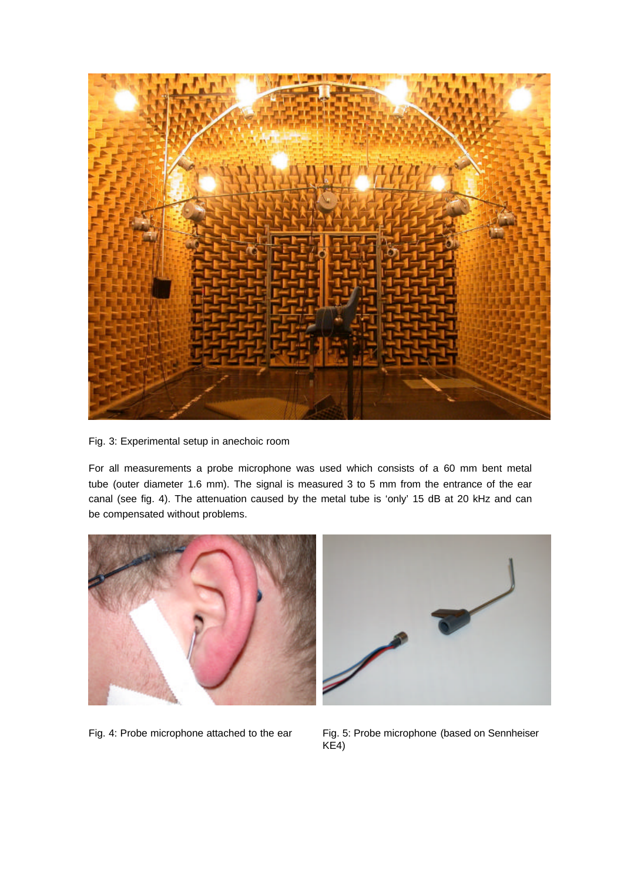Fig. 3: Experimental setup in anechoic room

For all measurements a probe microphone was used which consists of a 60 mm bent metal tube (outer diameter 1.6 mm). The signal is measured 3 to 5 mm from the entrance of the ear canal (see fig. 4). The attenuation caused by the metal tube is 'only' 15 dB at 20 kHz and can be compensated without problems.

Fig. 4: Probe microphone attached to the ear

Fig. 5: Probe microphone (based on Sennheiser KE4)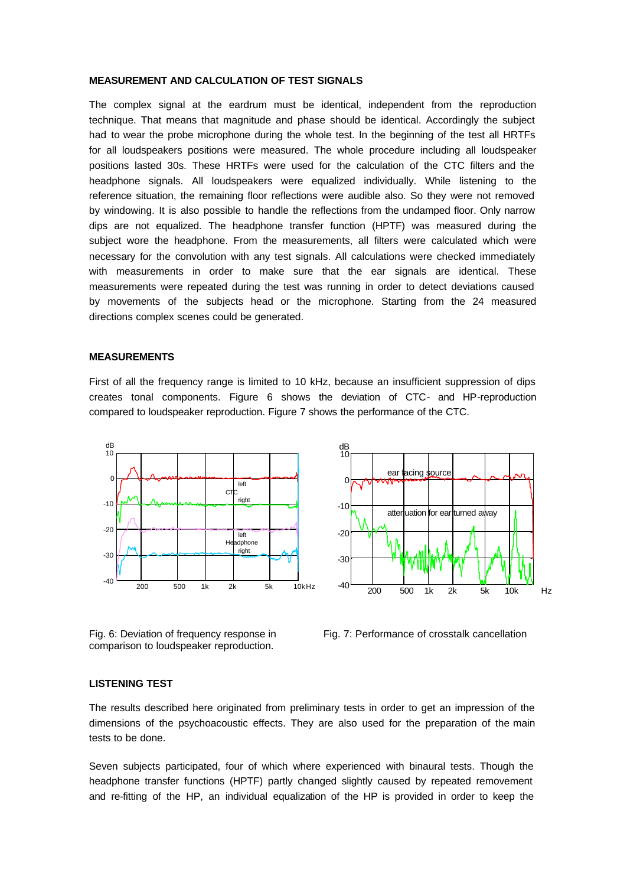### MEASUREMENT AND CALCULATION OF TEST SIGNALS

The complex signal at the eardrum must be identical, independent from the reproduction technique. That means that magnitude and phase should be identical. Accordingly the subject had to wear the probe microphone during the whole test. In the beginning of the test all HRTFs for all loudspeakers positions were measured. The whole procedure including all loudspeaker positions lasted 30s. These HRTFs were used for the calculation of the CTC filters and the headphone signals. All loudspeakers were equalized individually. While listening to the reference situation, the remaining floor reflections were audible also. So they were not removed by windowing. It is also possible to handle the reflections from the undamped floor. Only narrow dips are not equalized. The headphone transfer function (HPTF) was measured during the subject wore the headphone. From the measurements, all filters were calculated which were necessary for the convolution with any test signals. All calculations were checked immediately with measurements in order to make sure that the ear signals are identical. These measurements were repeated during the test was running in order to detect deviations caused by movements of the subjects head or the microphone. Starting from the 24 measured directions complex scenes could be generated.

### MEASUREMENTS

First of all the frequency range is limited to 10 kHz, because an insufficient suppression of dips creates tonal components. Figure 6 shows the deviation of CTC- and HP-reproduction compared to loudspeaker reproduction. Figure 7 shows the performance of the CTC.

Fig. 6: Deviation of frequency response in comparison to loudspeaker reproduction.

Fig. 7: Performance of crosstalk cancellation

### LISTENING TEST

The results described here originated from preliminary tests in order to get an impression of the dimensions of the psychoacoustic effects. They are also used for the preparation of the main tests to be done.

Seven subjects participated, four of which where experienced with binaural tests. Though the headphone transfer functions (HPTF) partly changed slightly caused by repeated removement and re-fitting of the HP, an individual equalization of the HP is provided in order to keep the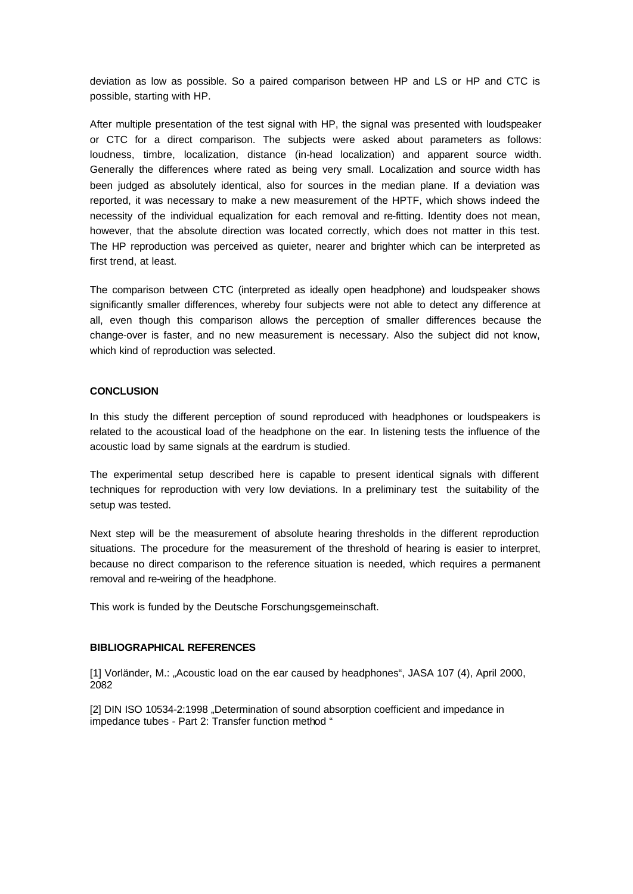deviation as low as possible. So a paired comparison between HP and LS or HP and CTC is possible, starting with HP.

After multiple presentation of the test signal with HP, the signal was presented with loudspeaker or CTC for a direct comparison. The subjects were asked about parameters as follows: loudness, timbre, localization, distance (in-head localization) and apparent source width. Generally the differences where rated as being very small. Localization and source width has been judged as absolutely identical, also for sources in the median plane. If a deviation was reported, it was necessary to make a new measurement of the HPTF, which shows indeed the necessity of the individual equalization for each removal and re-fitting. Identity does not mean, however, that the absolute direction was located correctly, which does not matter in this test. The HP reproduction was perceived as quieter, nearer and brighter which can be interpreted as first trend, at least.

The comparison between CTC (interpreted as ideally open headphone) and loudspeaker shows significantly smaller differences, whereby four subjects were not able to detect any difference at all, even though this comparison allows the perception of smaller differences because the change-over is faster, and no new measurement is necessary. Also the subject did not know, which kind of reproduction was selected.

## CONCLUSION

In this study the different perception of sound reproduced with headphones or loudspeakers is related to the acoustical load of the headphone on the ear. In listening tests the influence of the acoustic load by same signals at the eardrum is studied.

The experimental setup described here is capable to present identical signals with different techniques for reproduction with very low deviations. In a preliminary test the suitability of the setup was tested.

Next step will be the measurement of absolute hearing thresholds in the different reproduction situations. The procedure for the measurement of the threshold of hearing is easier to interpret, because no direct comparison to the reference situation is needed, which requires a permanent removal and re-weiring of the headphone.

This work is funded by the Deutsche Forschungsgemeinschaft.

## BIBLIOGRAPHICAL REFERENCES

[1] Vorländer, M.: „Acoustic load on the ear caused by headphones", JASA 107 (4), April 2000, 2082

[2] DIN ISO 10534-2:1998 „Determination of sound absorption coefficient and impedance in impedance tubes - Part 2: Transfer function method "